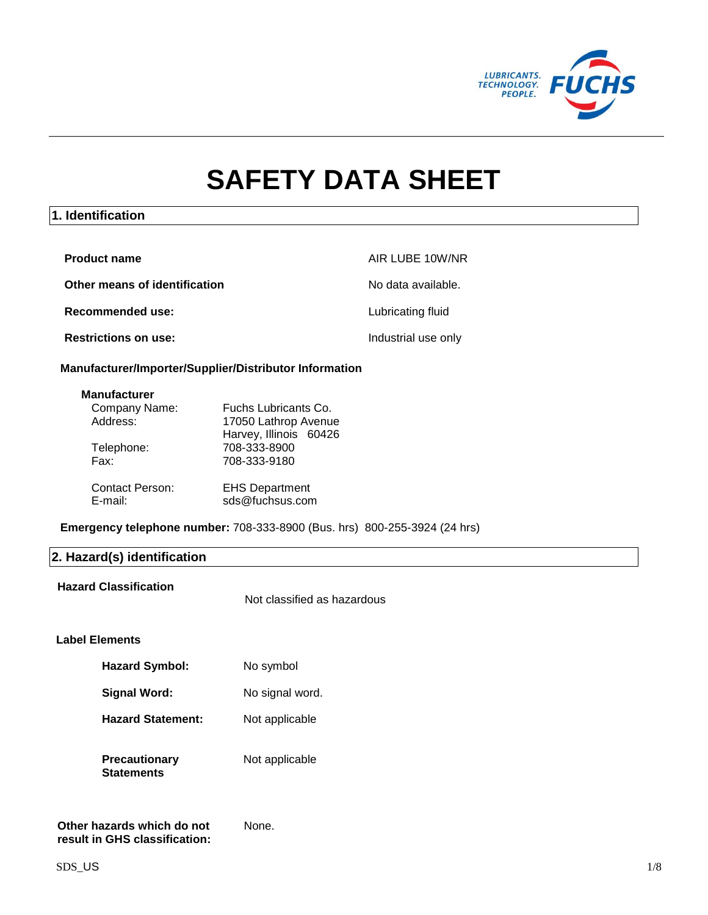# SAFETY DATA SHEET

## 1. Identification

| | |
|---|---|
| **Product name** | AIR LUBE 10W/NR |
| **Other means of identification** | No data available. |
| **Recommended use:** | Lubricating fluid |
| **Restrictions on use:** | Industrial use only |

### Manufacturer/Importer/Supplier/Distributor Information

**Manufacturer**

| | |
|---|---|
| Company Name: | Fuchs Lubricants Co. |
| Address: | 17050 Lathrop Avenue<br>Harvey, Illinois 60426 |
| Telephone: | 708-333-8900 |
| Fax: | 708-333-9180 |
| Contact Person: | EHS Department |
| E-mail: | sds@fuchsus.com |

**Emergency telephone number:** 708-333-8900 (Bus. hrs) 800-255-3924 (24 hrs)

## 2. Hazard(s) identification

**Hazard Classification**

Not classified as hazardous

**Label Elements**

| | |
|---|---|
| **Hazard Symbol:** | No symbol |
| **Signal Word:** | No signal word. |
| **Hazard Statement:** | Not applicable |
| **Precautionary Statements** | Not applicable |

**Other hazards which do not result in GHS classification:** None.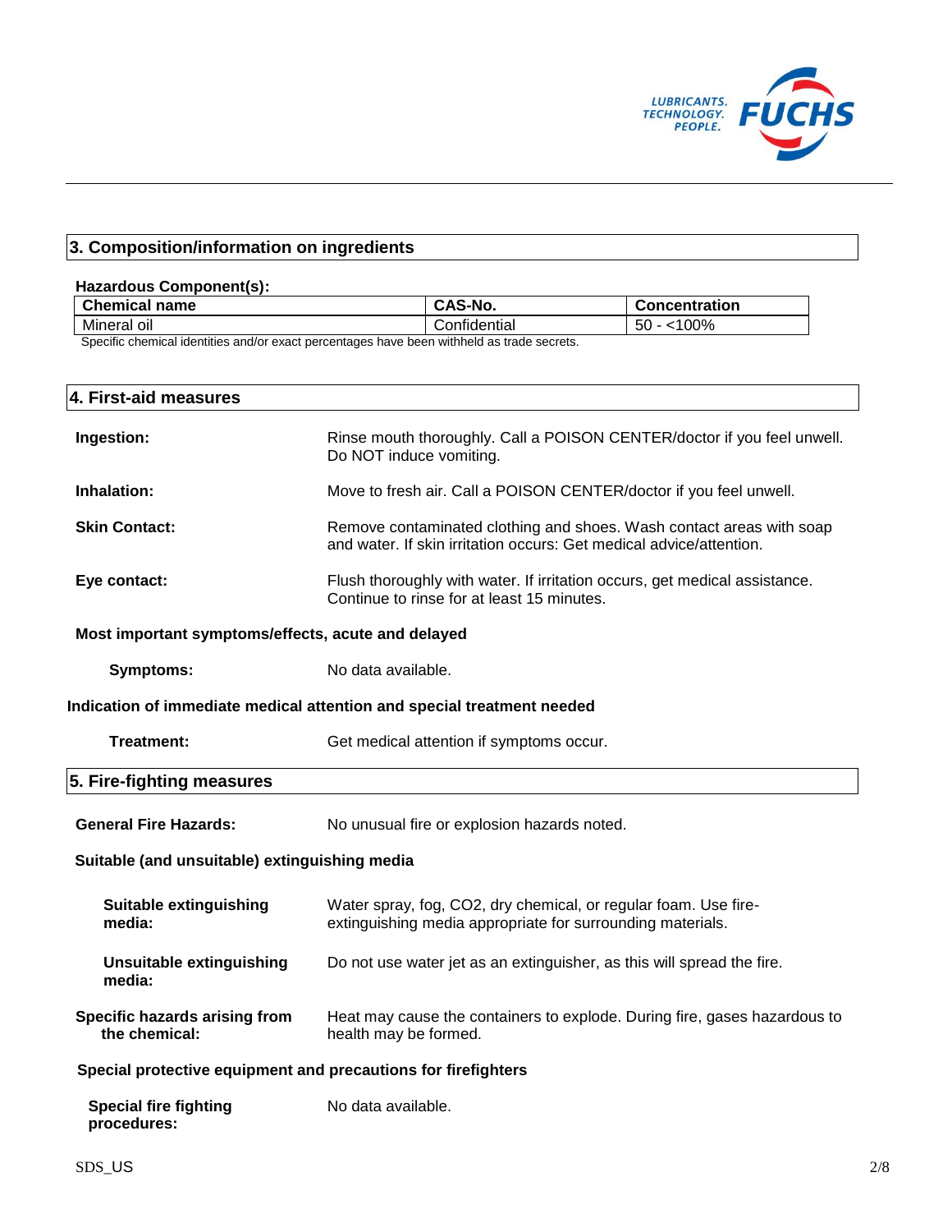## 3. Composition/information on ingredients

**Hazardous Component(s):**

| Chemical name | CAS-No. | Concentration |
| --- | --- | --- |
| Mineral oil | Confidential | 50 - <100% |

Specific chemical identities and/or exact percentages have been withheld as trade secrets.

## 4. First-aid measures

**Ingestion:** Rinse mouth thoroughly. Call a POISON CENTER/doctor if you feel unwell. Do NOT induce vomiting.

**Inhalation:** Move to fresh air. Call a POISON CENTER/doctor if you feel unwell.

**Skin Contact:** Remove contaminated clothing and shoes. Wash contact areas with soap and water. If skin irritation occurs: Get medical advice/attention.

**Eye contact:** Flush thoroughly with water. If irritation occurs, get medical assistance. Continue to rinse for at least 15 minutes.

**Most important symptoms/effects, acute and delayed**

**Symptoms:** No data available.

**Indication of immediate medical attention and special treatment needed**

**Treatment:** Get medical attention if symptoms occur.

## 5. Fire-fighting measures

**General Fire Hazards:** No unusual fire or explosion hazards noted.

**Suitable (and unsuitable) extinguishing media**

**Suitable extinguishing media:** Water spray, fog, $CO_2$, dry chemical, or regular foam. Use fire-extinguishing media appropriate for surrounding materials.

**Unsuitable extinguishing media:** Do not use water jet as an extinguisher, as this will spread the fire.

**Specific hazards arising from the chemical:** Heat may cause the containers to explode. During fire, gases hazardous to health may be formed.

**Special protective equipment and precautions for firefighters**

**Special fire fighting procedures:** No data available.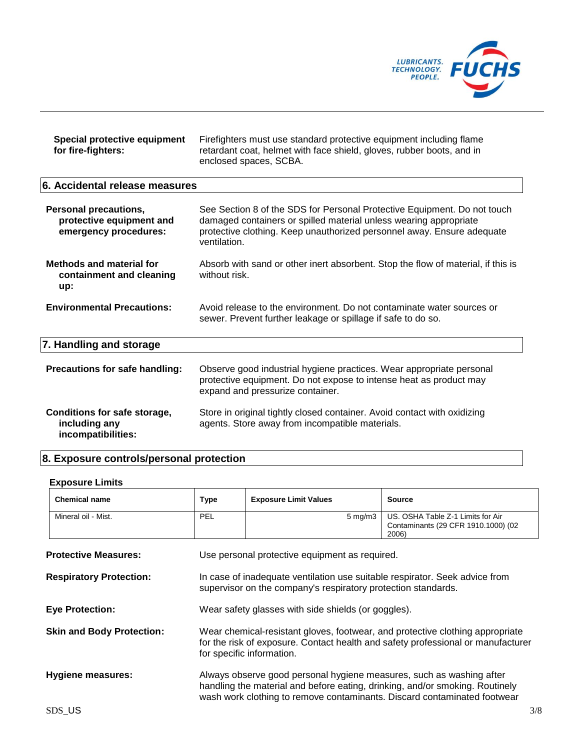**Special protective equipment for fire-fighters:** Firefighters must use standard protective equipment including flame retardant coat, helmet with face shield, gloves, rubber boots, and in enclosed spaces, SCBA.

## 6. Accidental release measures

**Personal precautions, protective equipment and emergency procedures:** See Section 8 of the SDS for Personal Protective Equipment. Do not touch damaged containers or spilled material unless wearing appropriate protective clothing. Keep unauthorized personnel away. Ensure adequate ventilation.

**Methods and material for containment and cleaning up:** Absorb with sand or other inert absorbent. Stop the flow of material, if this is without risk.

**Environmental Precautions:** Avoid release to the environment. Do not contaminate water sources or sewer. Prevent further leakage or spillage if safe to do so.

## 7. Handling and storage

**Precautions for safe handling:** Observe good industrial hygiene practices. Wear appropriate personal protective equipment. Do not expose to intense heat as product may expand and pressurize container.

**Conditions for safe storage, including any incompatibilities:** Store in original tightly closed container. Avoid contact with oxidizing agents. Store away from incompatible materials.

## 8. Exposure controls/personal protection

### Exposure Limits

| Chemical name | Type | Exposure Limit Values | Source |
|---|---|---|---|
| Mineral oil - Mist. | PEL | 5 mg/m3 | US. OSHA Table Z-1 Limits for Air Contaminants (29 CFR 1910.1000) (02 2006) |

**Protective Measures:** Use personal protective equipment as required.

**Respiratory Protection:** In case of inadequate ventilation use suitable respirator. Seek advice from supervisor on the company's respiratory protection standards.

**Eye Protection:** Wear safety glasses with side shields (or goggles).

**Skin and Body Protection:** Wear chemical-resistant gloves, footwear, and protective clothing appropriate for the risk of exposure. Contact health and safety professional or manufacturer for specific information.

**Hygiene measures:** Always observe good personal hygiene measures, such as washing after handling the material and before eating, drinking, and/or smoking. Routinely wash work clothing to remove contaminants. Discard contaminated footwear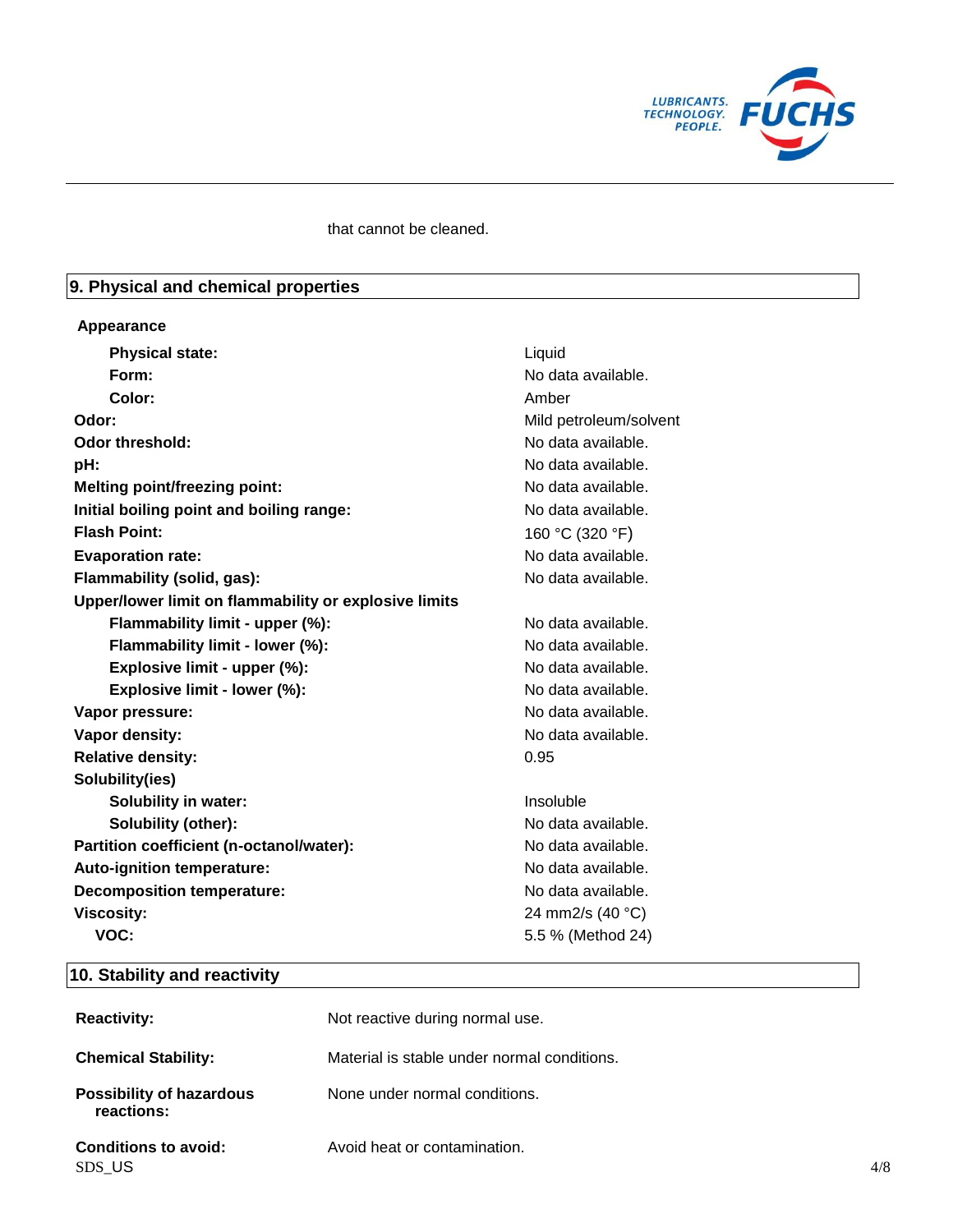that cannot be cleaned.

## 9. Physical and chemical properties

| | |
|---|---|
| **Appearance** | |
| **Physical state:** | Liquid |
| **Form:** | No data available. |
| **Color:** | Amber |
| **Odor:** | Mild petroleum/solvent |
| **Odor threshold:** | No data available. |
| **pH:** | No data available. |
| **Melting point/freezing point:** | No data available. |
| **Initial boiling point and boiling range:** | No data available. |
| **Flash Point:** | 160 °C (320 °F) |
| **Evaporation rate:** | No data available. |
| **Flammability (solid, gas):** | No data available. |
| **Upper/lower limit on flammability or explosive limits** | |
| **Flammability limit - upper (%):** | No data available. |
| **Flammability limit - lower (%):** | No data available. |
| **Explosive limit - upper (%):** | No data available. |
| **Explosive limit - lower (%):** | No data available. |
| **Vapor pressure:** | No data available. |
| **Vapor density:** | No data available. |
| **Relative density:** | 0.95 |
| **Solubility(ies)** | |
| **Solubility in water:** | Insoluble |
| **Solubility (other):** | No data available. |
| **Partition coefficient (n-octanol/water):** | No data available. |
| **Auto-ignition temperature:** | No data available. |
| **Decomposition temperature:** | No data available. |
| **Viscosity:** | 24 mm2/s (40 °C) |
| **VOC:** | 5.5 % (Method 24) |

## 10. Stability and reactivity

| | |
|---|---|
| **Reactivity:** | Not reactive during normal use. |
| **Chemical Stability:** | Material is stable under normal conditions. |
| **Possibility of hazardous reactions:** | None under normal conditions. |
| **Conditions to avoid:** | Avoid heat or contamination. |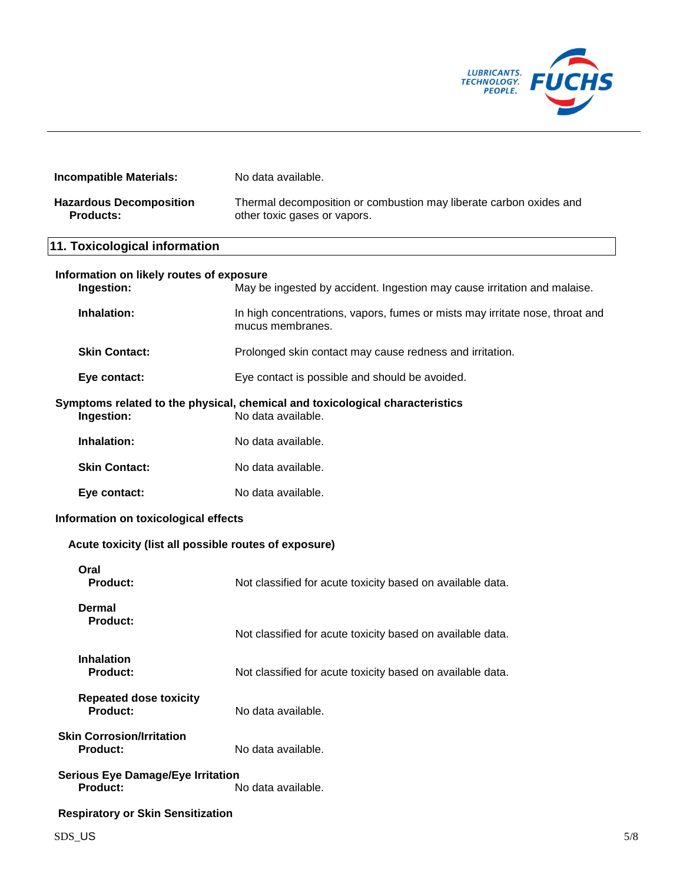**Incompatible Materials:** No data available.

**Hazardous Decomposition Products:** Thermal decomposition or combustion may liberate carbon oxides and other toxic gases or vapors.

## 11. Toxicological information

**Information on likely routes of exposure**

**Ingestion:** May be ingested by accident. Ingestion may cause irritation and malaise.

**Inhalation:** In high concentrations, vapors, fumes or mists may irritate nose, throat and mucus membranes.

**Skin Contact:** Prolonged skin contact may cause redness and irritation.

**Eye contact:** Eye contact is possible and should be avoided.

**Symptoms related to the physical, chemical and toxicological characteristics**

**Ingestion:** No data available.

**Inhalation:** No data available.

**Skin Contact:** No data available.

**Eye contact:** No data available.

**Information on toxicological effects**

**Acute toxicity (list all possible routes of exposure)**

**Oral**
**Product:** Not classified for acute toxicity based on available data.

**Dermal**
**Product:** Not classified for acute toxicity based on available data.

**Inhalation**
**Product:** Not classified for acute toxicity based on available data.

**Repeated dose toxicity**
**Product:** No data available.

**Skin Corrosion/Irritation**
**Product:** No data available.

**Serious Eye Damage/Eye Irritation**
**Product:** No data available.

**Respiratory or Skin Sensitization**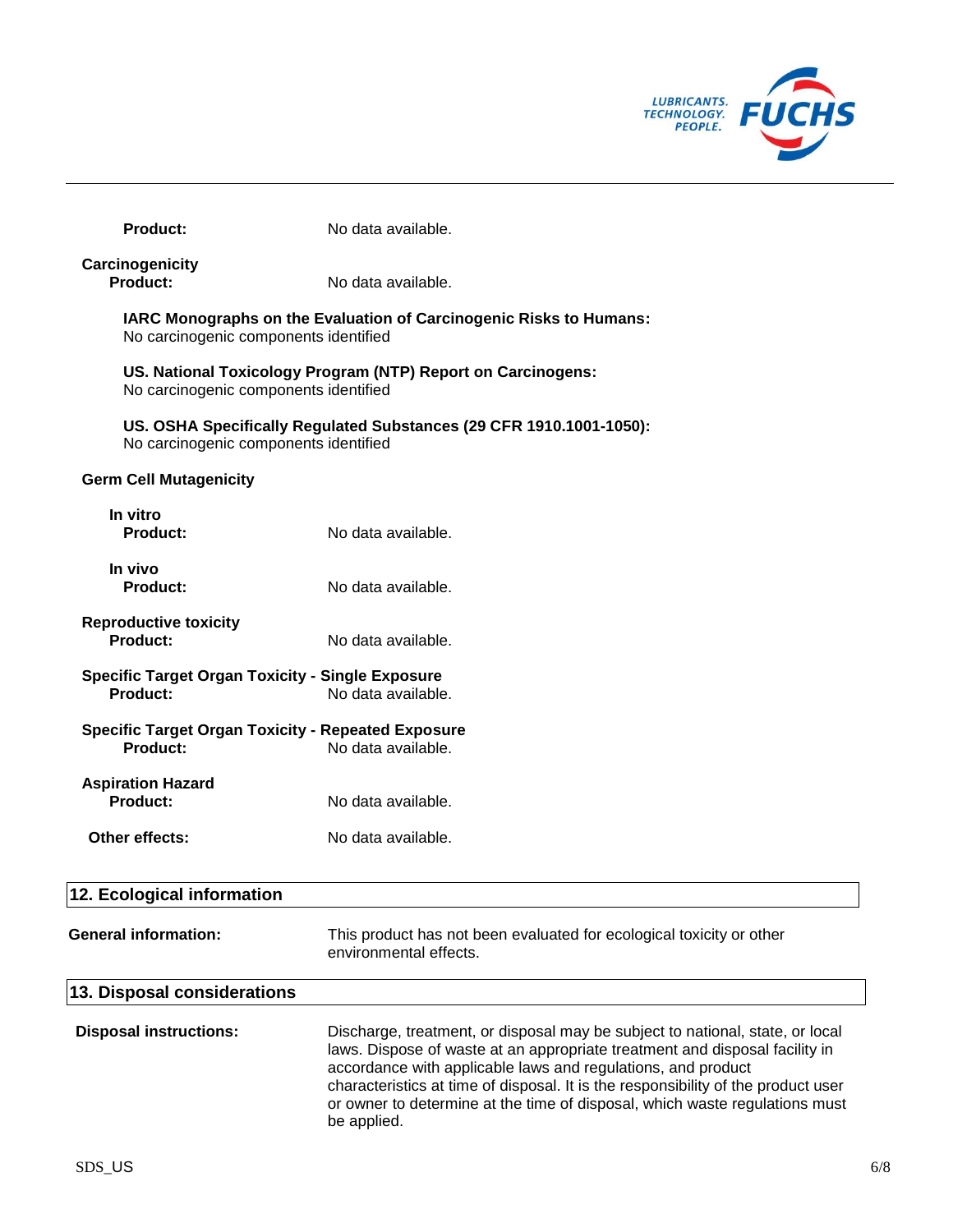**Product:** No data available.

**Carcinogenicity**

**Product:** No data available.

**IARC Monographs on the Evaluation of Carcinogenic Risks to Humans:**
No carcinogenic components identified

**US. National Toxicology Program (NTP) Report on Carcinogens:**
No carcinogenic components identified

**US. OSHA Specifically Regulated Substances (29 CFR 1910.1001-1050):**
No carcinogenic components identified

**Germ Cell Mutagenicity**

**In vitro**

**Product:** No data available.

**In vivo**

**Product:** No data available.

**Reproductive toxicity**

**Product:** No data available.

**Specific Target Organ Toxicity - Single Exposure**

**Product:** No data available.

**Specific Target Organ Toxicity - Repeated Exposure**

**Product:** No data available.

**Aspiration Hazard**

**Product:** No data available.

**Other effects:** No data available.

## 12. Ecological information

**General information:** This product has not been evaluated for ecological toxicity or other environmental effects.

## 13. Disposal considerations

**Disposal instructions:** Discharge, treatment, or disposal may be subject to national, state, or local laws. Dispose of waste at an appropriate treatment and disposal facility in accordance with applicable laws and regulations, and product characteristics at time of disposal. It is the responsibility of the product user or owner to determine at the time of disposal, which waste regulations must be applied.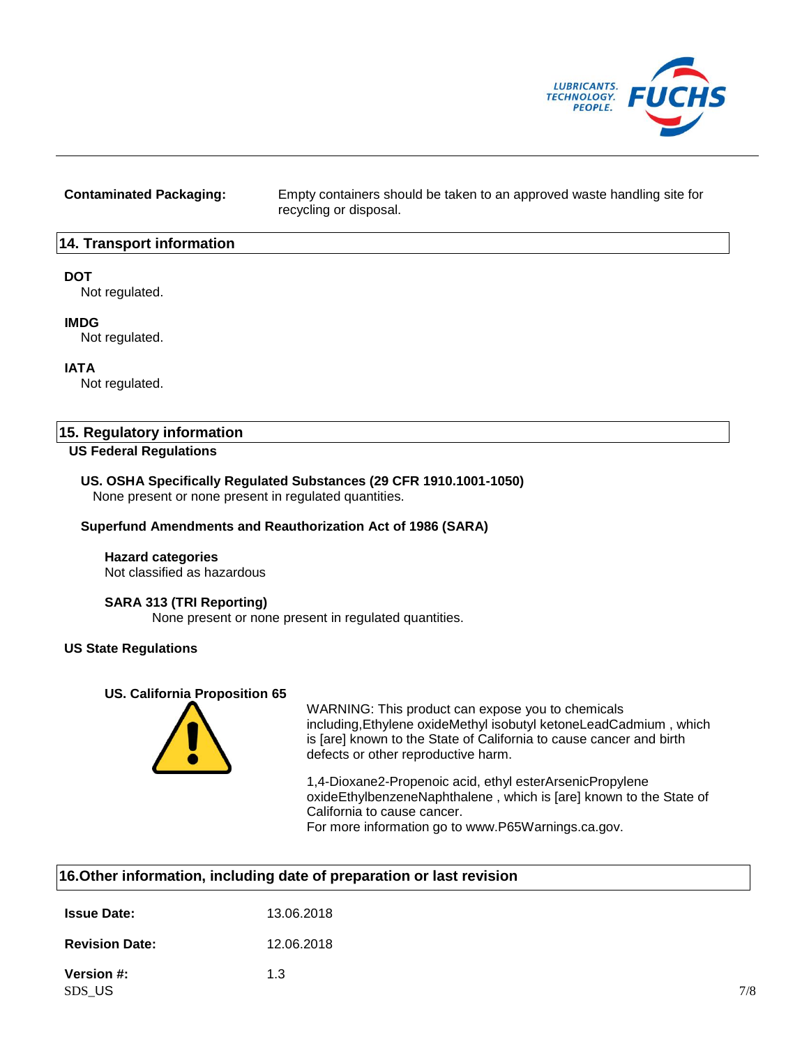**Contaminated Packaging:** Empty containers should be taken to an approved waste handling site for recycling or disposal.

## 14. Transport information

**DOT**

Not regulated.

**IMDG**

Not regulated.

**IATA**

Not regulated.

## 15. Regulatory information

**US Federal Regulations**

**US. OSHA Specifically Regulated Substances (29 CFR 1910.1001-1050)**

None present or none present in regulated quantities.

**Superfund Amendments and Reauthorization Act of 1986 (SARA)**

**Hazard categories**

Not classified as hazardous

**SARA 313 (TRI Reporting)**

None present or none present in regulated quantities.

**US State Regulations**

**US. California Proposition 65**

WARNING: This product can expose you to chemicals including,Ethylene oxideMethyl isobutyl ketoneLeadCadmium , which is [are] known to the State of California to cause cancer and birth defects or other reproductive harm.

1,4-Dioxane2-Propenoic acid, ethyl esterArsenicPropylene oxideEthylbenzeneNaphthalene , which is [are] known to the State of California to cause cancer.
For more information go to www.P65Warnings.ca.gov.

## 16.Other information, including date of preparation or last revision

**Issue Date:** 13.06.2018

**Revision Date:** 12.06.2018

**Version #:** 1.3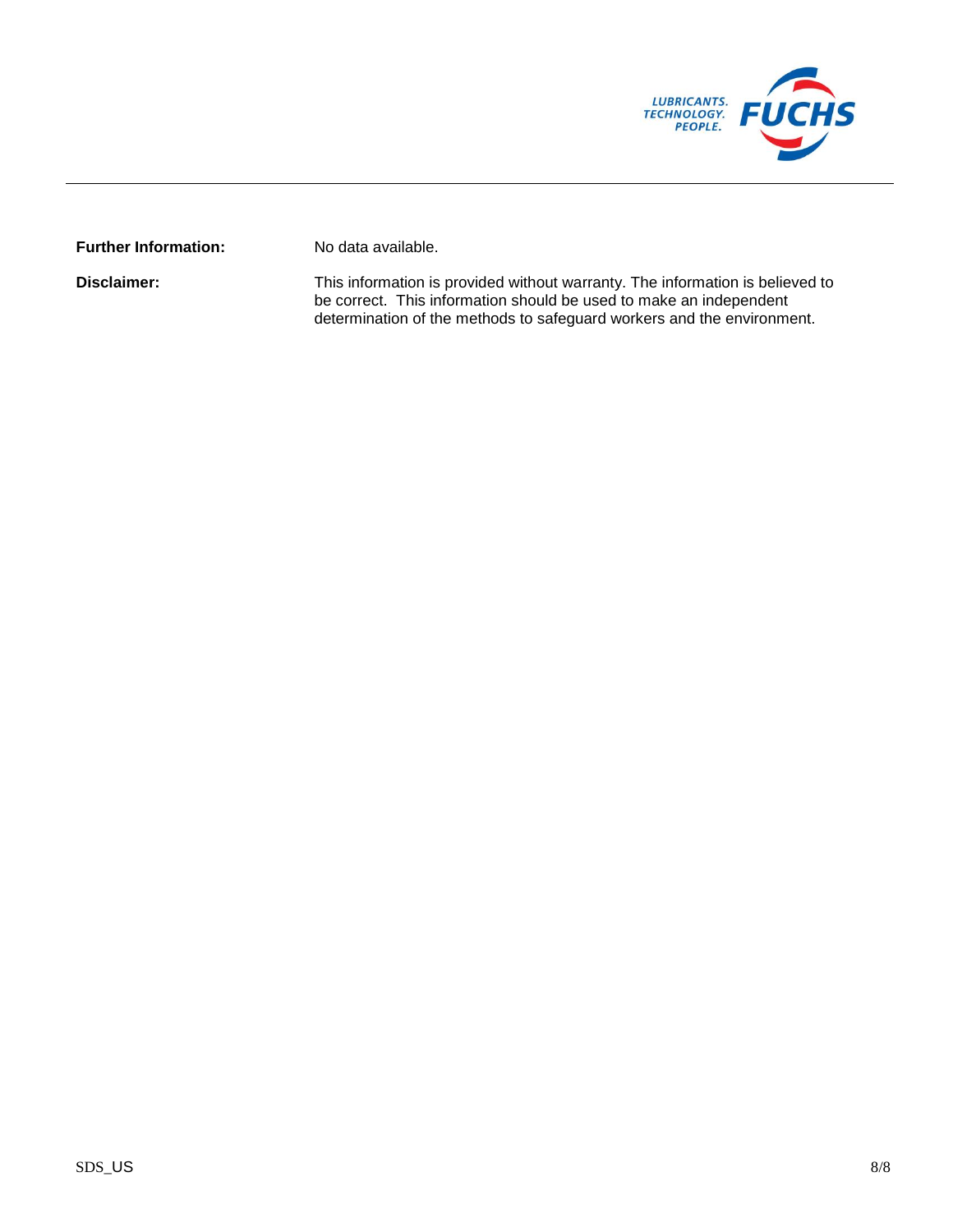**Further Information:** No data available.

**Disclaimer:** This information is provided without warranty. The information is believed to be correct. This information should be used to make an independent determination of the methods to safeguard workers and the environment.